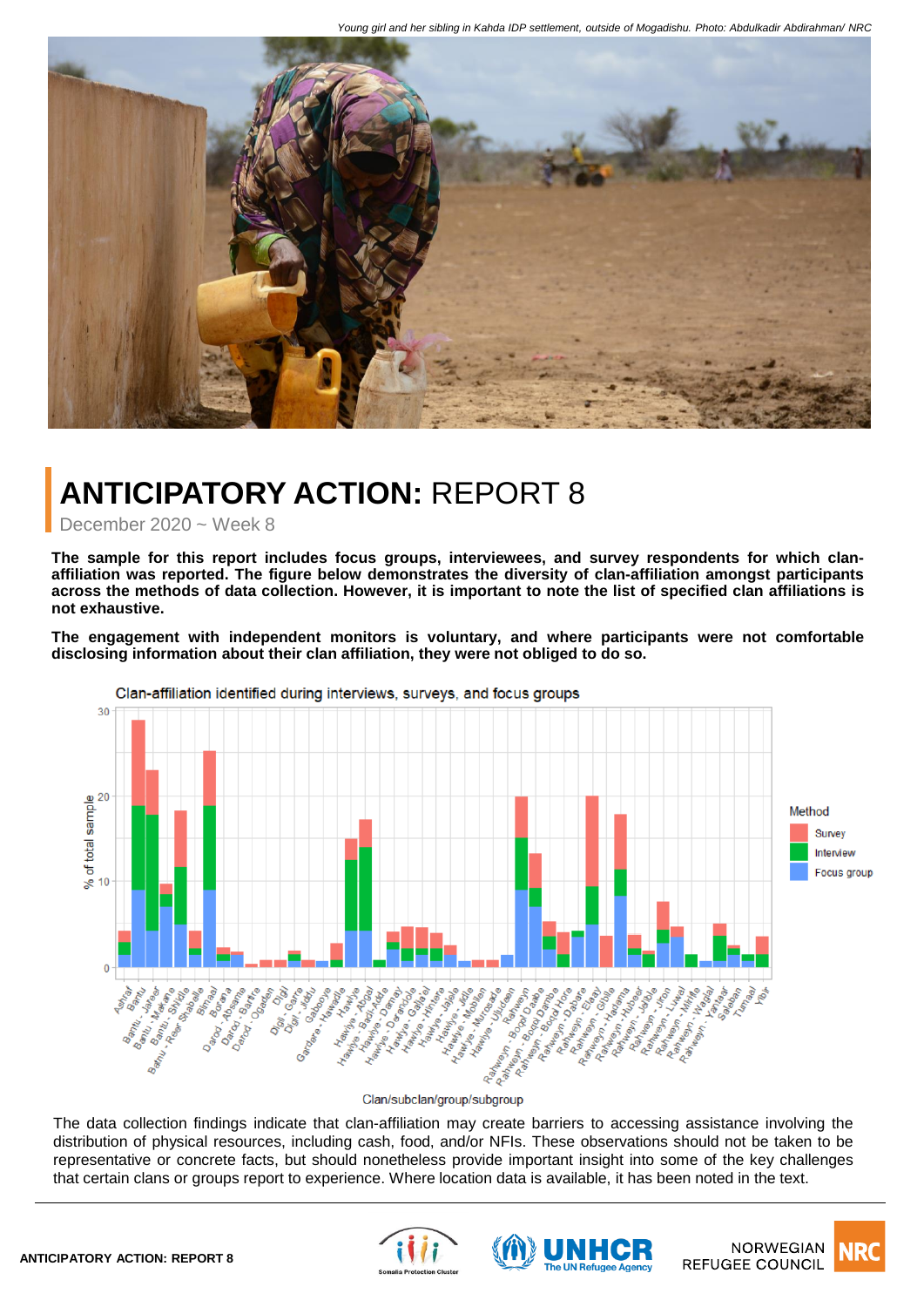*Young girl and her sibling in Kahda IDP settlement, outside of Mogadishu. Photo: Abdulkadir Abdirahman/ NRC*

# ANTICIPATORY ACTION: REPORT 8

December 2020 ~ Week 8

**The sample for this report includes focus groups, interviewees, and survey respondents for which clan-affiliation was reported. The figure below demonstrates the diversity of clan-affiliation amongst participants across the methods of data collection. However, it is important to note the list of specified clan affiliations is not exhaustive.**

**The engagement with independent monitors is voluntary, and where participants were not comfortable disclosing information about their clan affiliation, they were not obliged to do so.**

Clan-affiliation identified during interviews, surveys, and focus groups

The data collection findings indicate that clan-affiliation may create barriers to accessing assistance involving the distribution of physical resources, including cash, food, and/or NFIs. These observations should not be taken to be representative or concrete facts, but should nonetheless provide important insight into some of the key challenges that certain clans or groups report to experience. Where location data is available, it has been noted in the text.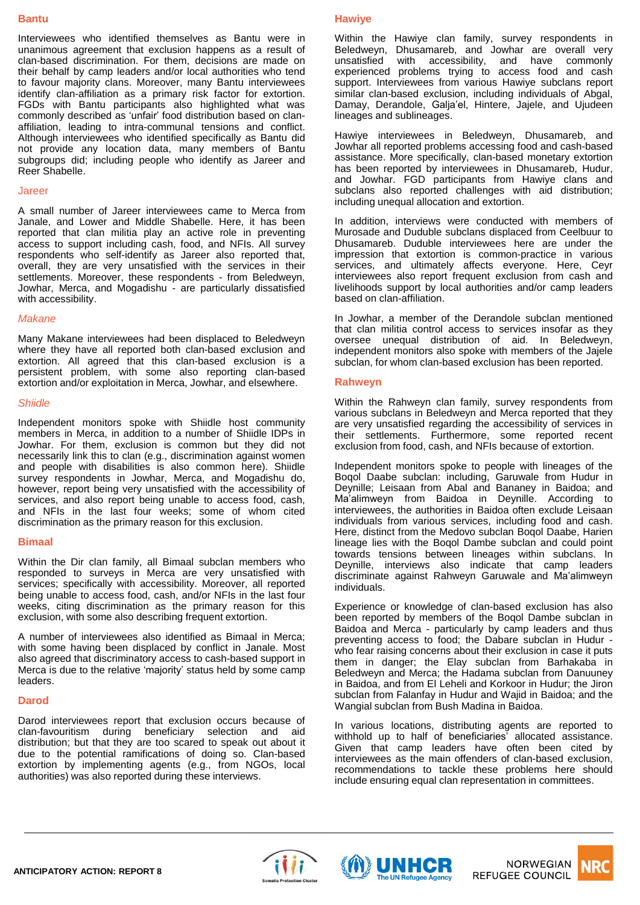## Bantu

Interviewees who identified themselves as Bantu were in unanimous agreement that exclusion happens as a result of clan-based discrimination. For them, decisions are made on their behalf by camp leaders and/or local authorities who tend to favour majority clans. Moreover, many Bantu interviewees identify clan-affiliation as a primary risk factor for extortion. FGDs with Bantu participants also highlighted what was commonly described as 'unfair' food distribution based on clan-affiliation, leading to intra-communal tensions and conflict. Although interviewees who identified specifically as Bantu did not provide any location data, many members of Bantu subgroups did; including people who identify as Jareer and Reer Shabelle.

### Jareer

A small number of Jareer interviewees came to Merca from Janale, and Lower and Middle Shabelle. Here, it has been reported that clan militia play an active role in preventing access to support including cash, food, and NFIs. All survey respondents who self-identify as Jareer also reported that, overall, they are very unsatisfied with the services in their settlements. Moreover, these respondents - from Beledweyn, Jowhar, Merca, and Mogadishu - are particularly dissatisfied with accessibility.

### *Makane*

Many Makane interviewees had been displaced to Beledweyn where they have all reported both clan-based exclusion and extortion. All agreed that this clan-based exclusion is a persistent problem, with some also reporting clan-based extortion and/or exploitation in Merca, Jowhar, and elsewhere.

### *Shiidle*

Independent monitors spoke with Shiidle host community members in Merca, in addition to a number of Shiidle IDPs in Jowhar. For them, exclusion is common but they did not necessarily link this to clan (e.g., discrimination against women and people with disabilities is also common here). Shiidle survey respondents in Jowhar, Merca, and Mogadishu do, however, report being very unsatisfied with the accessibility of services, and also report being unable to access food, cash, and NFIs in the last four weeks; some of whom cited discrimination as the primary reason for this exclusion.

## Bimaal

Within the Dir clan family, all Bimaal subclan members who responded to surveys in Merca are very unsatisfied with services; specifically with accessibility. Moreover, all reported being unable to access food, cash, and/or NFIs in the last four weeks, citing discrimination as the primary reason for this exclusion, with some also describing frequent extortion.

A number of interviewees also identified as Bimaal in Merca; with some having been displaced by conflict in Janale. Most also agreed that discriminatory access to cash-based support in Merca is due to the relative 'majority' status held by some camp leaders.

## Darod

Darod interviewees report that exclusion occurs because of clan-favouritism during beneficiary selection and aid distribution; but that they are too scared to speak out about it due to the potential ramifications of doing so. Clan-based extortion by implementing agents (e.g., from NGOs, local authorities) was also reported during these interviews.

## Hawiye

Within the Hawiye clan family, survey respondents in Beledweyn, Dhusamareb, and Jowhar are overall very unsatisfied with accessibility, and have commonly experienced problems trying to access food and cash support. Interviewees from various Hawiye subclans report similar clan-based exclusion, including individuals of Abgal, Damay, Derandole, Galja'el, Hintere, Jajele, and Ujudeen lineages and sublineages.

Hawiye interviewees in Beledweyn, Dhusamareb, and Jowhar all reported problems accessing food and cash-based assistance. More specifically, clan-based monetary extortion has been reported by interviewees in Dhusamareb, Hudur, and Jowhar. FGD participants from Hawiye clans and subclans also reported challenges with aid distribution; including unequal allocation and extortion.

In addition, interviews were conducted with members of Murosade and Duduble subclans displaced from Ceelbuur to Dhusamareb. Duduble interviewees here are under the impression that extortion is common-practice in various services, and ultimately affects everyone. Here, Ceyr interviewees also report frequent exclusion from cash and livelihoods support by local authorities and/or camp leaders based on clan-affiliation.

In Jowhar, a member of the Derandole subclan mentioned that clan militia control access to services insofar as they oversee unequal distribution of aid. In Beledweyn, independent monitors also spoke with members of the Jajele subclan, for whom clan-based exclusion has been reported.

## Rahweyn

Within the Rahweyn clan family, survey respondents from various subclans in Beledweyn and Merca reported that they are very unsatisfied regarding the accessibility of services in their settlements. Furthermore, some reported recent exclusion from food, cash, and NFIs because of extortion.

Independent monitors spoke to people with lineages of the Boqol Daabe subclan: including, Garuwale from Hudur in Deynille; Leisaan from Abal and Bananey in Baidoa; and Ma'alimweyn from Baidoa in Deynille. According to interviewees, the authorities in Baidoa often exclude Leisaan individuals from various services, including food and cash. Here, distinct from the Medovo subclan Boqol Daabe, Harien lineage lies with the Boqol Dambe subclan and could point towards tensions between lineages within subclans. In Deynille, interviews also indicate that camp leaders discriminate against Rahweyn Garuwale and Ma'alimweyn individuals.

Experience or knowledge of clan-based exclusion has also been reported by members of the Boqol Dambe subclan in Baidoa and Merca - particularly by camp leaders and thus preventing access to food; the Dabare subclan in Hudur - who fear raising concerns about their exclusion in case it puts them in danger; the Elay subclan from Barhakaba in Beledweyn and Merca; the Hadama subclan from Danuuney in Baidoa, and from El Leheli and Korkoor in Hudur; the Jiron subclan from Falanfay in Hudur and Wajid in Baidoa; and the Wangial subclan from Bush Madina in Baidoa.

In various locations, distributing agents are reported to withhold up to half of beneficiaries' allocated assistance. Given that camp leaders have often been cited by interviewees as the main offenders of clan-based exclusion, recommendations to tackle these problems here should include ensuring equal clan representation in committees.